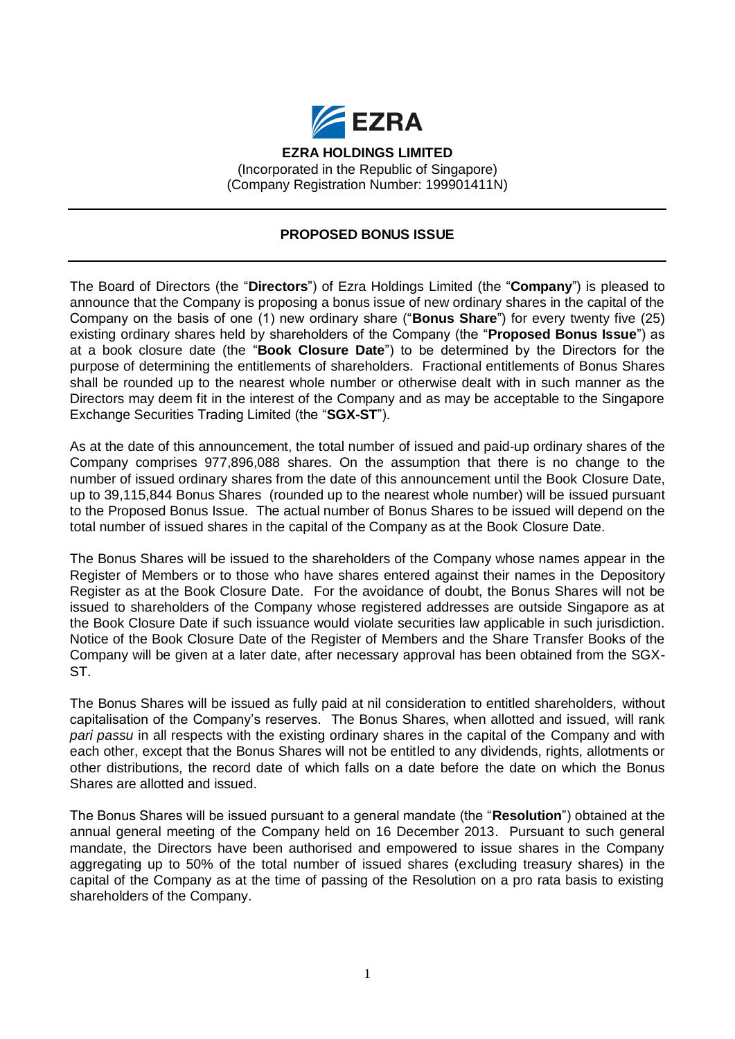**EZRA HOLDINGS LIMITED**
(Incorporated in the Republic of Singapore)
(Company Registration Number: 199901411N)

---

## PROPOSED BONUS ISSUE

---

The Board of Directors (the "**Directors**") of Ezra Holdings Limited (the "**Company**") is pleased to announce that the Company is proposing a bonus issue of new ordinary shares in the capital of the Company on the basis of one (1) new ordinary share ("**Bonus Share**") for every twenty five (25) existing ordinary shares held by shareholders of the Company (the "**Proposed Bonus Issue**") as at a book closure date (the "**Book Closure Date**") to be determined by the Directors for the purpose of determining the entitlements of shareholders. Fractional entitlements of Bonus Shares shall be rounded up to the nearest whole number or otherwise dealt with in such manner as the Directors may deem fit in the interest of the Company and as may be acceptable to the Singapore Exchange Securities Trading Limited (the "**SGX-ST**").

As at the date of this announcement, the total number of issued and paid-up ordinary shares of the Company comprises 977,896,088 shares. On the assumption that there is no change to the number of issued ordinary shares from the date of this announcement until the Book Closure Date, up to 39,115,844 Bonus Shares (rounded up to the nearest whole number) will be issued pursuant to the Proposed Bonus Issue. The actual number of Bonus Shares to be issued will depend on the total number of issued shares in the capital of the Company as at the Book Closure Date.

The Bonus Shares will be issued to the shareholders of the Company whose names appear in the Register of Members or to those who have shares entered against their names in the Depository Register as at the Book Closure Date. For the avoidance of doubt, the Bonus Shares will not be issued to shareholders of the Company whose registered addresses are outside Singapore as at the Book Closure Date if such issuance would violate securities law applicable in such jurisdiction. Notice of the Book Closure Date of the Register of Members and the Share Transfer Books of the Company will be given at a later date, after necessary approval has been obtained from the SGX-ST.

The Bonus Shares will be issued as fully paid at nil consideration to entitled shareholders, without capitalisation of the Company's reserves. The Bonus Shares, when allotted and issued, will rank *pari passu* in all respects with the existing ordinary shares in the capital of the Company and with each other, except that the Bonus Shares will not be entitled to any dividends, rights, allotments or other distributions, the record date of which falls on a date before the date on which the Bonus Shares are allotted and issued.

The Bonus Shares will be issued pursuant to a general mandate (the "**Resolution**") obtained at the annual general meeting of the Company held on 16 December 2013. Pursuant to such general mandate, the Directors have been authorised and empowered to issue shares in the Company aggregating up to 50% of the total number of issued shares (excluding treasury shares) in the capital of the Company as at the time of passing of the Resolution on a pro rata basis to existing shareholders of the Company.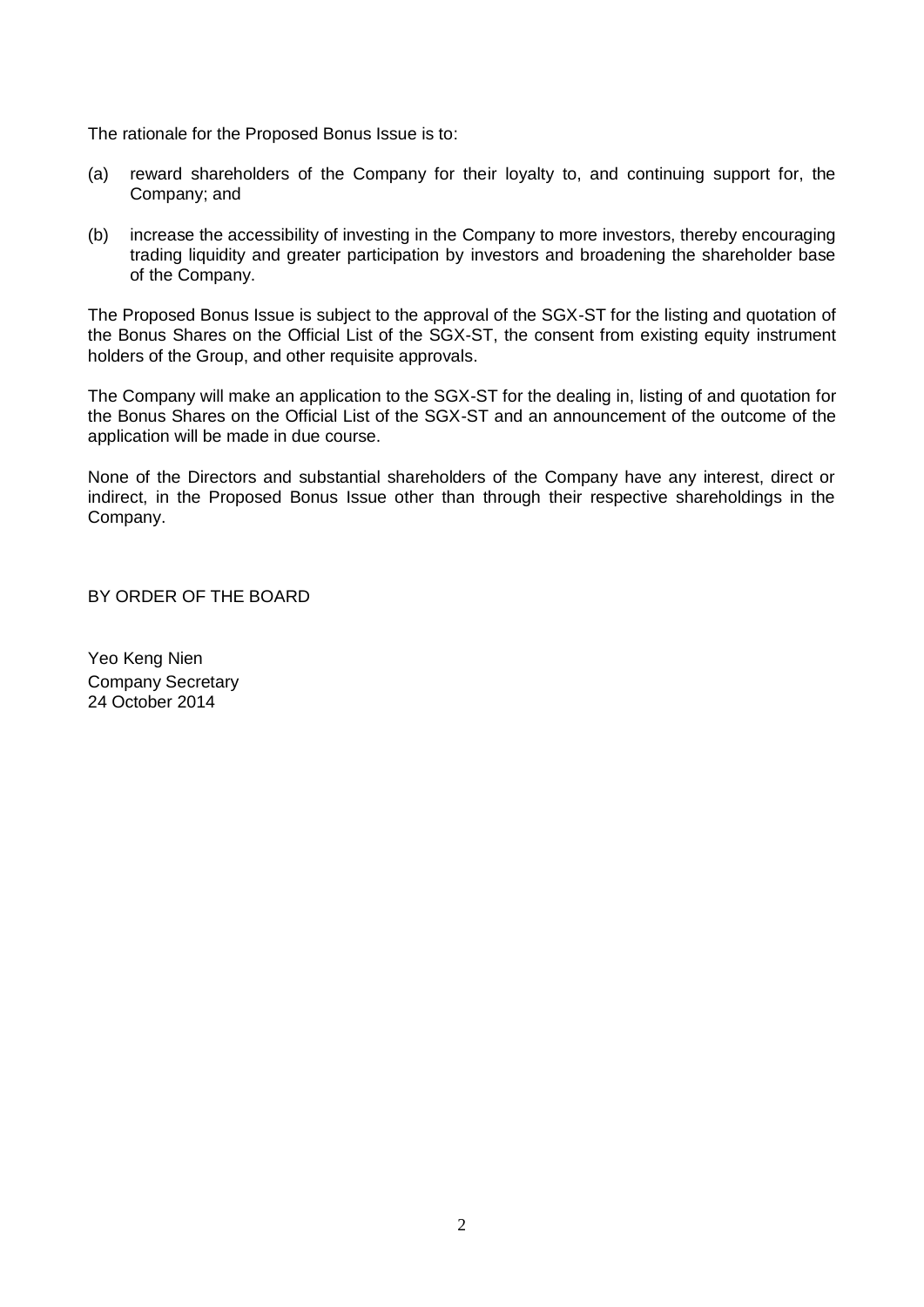The rationale for the Proposed Bonus Issue is to:

(a) reward shareholders of the Company for their loyalty to, and continuing support for, the Company; and

(b) increase the accessibility of investing in the Company to more investors, thereby encouraging trading liquidity and greater participation by investors and broadening the shareholder base of the Company.

The Proposed Bonus Issue is subject to the approval of the SGX-ST for the listing and quotation of the Bonus Shares on the Official List of the SGX-ST, the consent from existing equity instrument holders of the Group, and other requisite approvals.

The Company will make an application to the SGX-ST for the dealing in, listing of and quotation for the Bonus Shares on the Official List of the SGX-ST and an announcement of the outcome of the application will be made in due course.

None of the Directors and substantial shareholders of the Company have any interest, direct or indirect, in the Proposed Bonus Issue other than through their respective shareholdings in the Company.

BY ORDER OF THE BOARD

Yeo Keng Nien
Company Secretary
24 October 2014